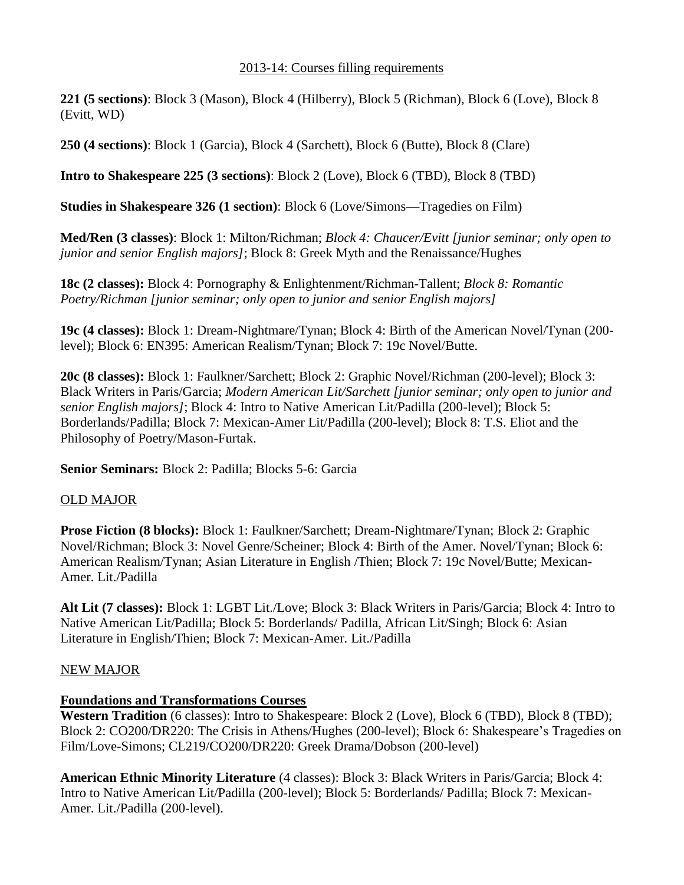## 2013-14: Courses filling requirements

**221 (5 sections)**: Block 3 (Mason), Block 4 (Hilberry), Block 5 (Richman), Block 6 (Love), Block 8 (Evitt, WD)

**250 (4 sections)**: Block 1 (Garcia), Block 4 (Sarchett), Block 6 (Butte), Block 8 (Clare)

**Intro to Shakespeare 225 (3 sections)**: Block 2 (Love), Block 6 (TBD), Block 8 (TBD)

**Studies in Shakespeare 326 (1 section)**: Block 6 (Love/Simons—Tragedies on Film)

**Med/Ren (3 classes)**: Block 1: Milton/Richman; *Block 4: Chaucer/Evitt [junior seminar; only open to junior and senior English majors]*; Block 8: Greek Myth and the Renaissance/Hughes

**18c (2 classes):** Block 4: Pornography & Enlightenment/Richman-Tallent; *Block 8: Romantic Poetry/Richman [junior seminar; only open to junior and senior English majors]*

**19c (4 classes):** Block 1: Dream-Nightmare/Tynan; Block 4: Birth of the American Novel/Tynan (200-level); Block 6: EN395: American Realism/Tynan; Block 7: 19c Novel/Butte.

**20c (8 classes):** Block 1: Faulkner/Sarchett; Block 2: Graphic Novel/Richman (200-level); Block 3: Black Writers in Paris/Garcia; *Modern American Lit/Sarchett [junior seminar; only open to junior and senior English majors]*; Block 4: Intro to Native American Lit/Padilla (200-level); Block 5: Borderlands/Padilla; Block 7: Mexican-Amer Lit/Padilla (200-level); Block 8: T.S. Eliot and the Philosophy of Poetry/Mason-Furtak.

**Senior Seminars:** Block 2: Padilla; Blocks 5-6: Garcia

## OLD MAJOR

**Prose Fiction (8 blocks):** Block 1: Faulkner/Sarchett; Dream-Nightmare/Tynan; Block 2: Graphic Novel/Richman; Block 3: Novel Genre/Scheiner; Block 4: Birth of the Amer. Novel/Tynan; Block 6: American Realism/Tynan; Asian Literature in English /Thien; Block 7: 19c Novel/Butte; Mexican-Amer. Lit./Padilla

**Alt Lit (7 classes):** Block 1: LGBT Lit./Love; Block 3: Black Writers in Paris/Garcia; Block 4: Intro to Native American Lit/Padilla; Block 5: Borderlands/ Padilla, African Lit/Singh; Block 6: Asian Literature in English/Thien; Block 7: Mexican-Amer. Lit./Padilla

## NEW MAJOR

### Foundations and Transformations Courses

**Western Tradition** (6 classes): Intro to Shakespeare: Block 2 (Love), Block 6 (TBD), Block 8 (TBD); Block 2: CO200/DR220: The Crisis in Athens/Hughes (200-level); Block 6: Shakespeare's Tragedies on Film/Love-Simons; CL219/CO200/DR220: Greek Drama/Dobson (200-level)

**American Ethnic Minority Literature** (4 classes): Block 3: Black Writers in Paris/Garcia; Block 4: Intro to Native American Lit/Padilla (200-level); Block 5: Borderlands/ Padilla; Block 7: Mexican-Amer. Lit./Padilla (200-level).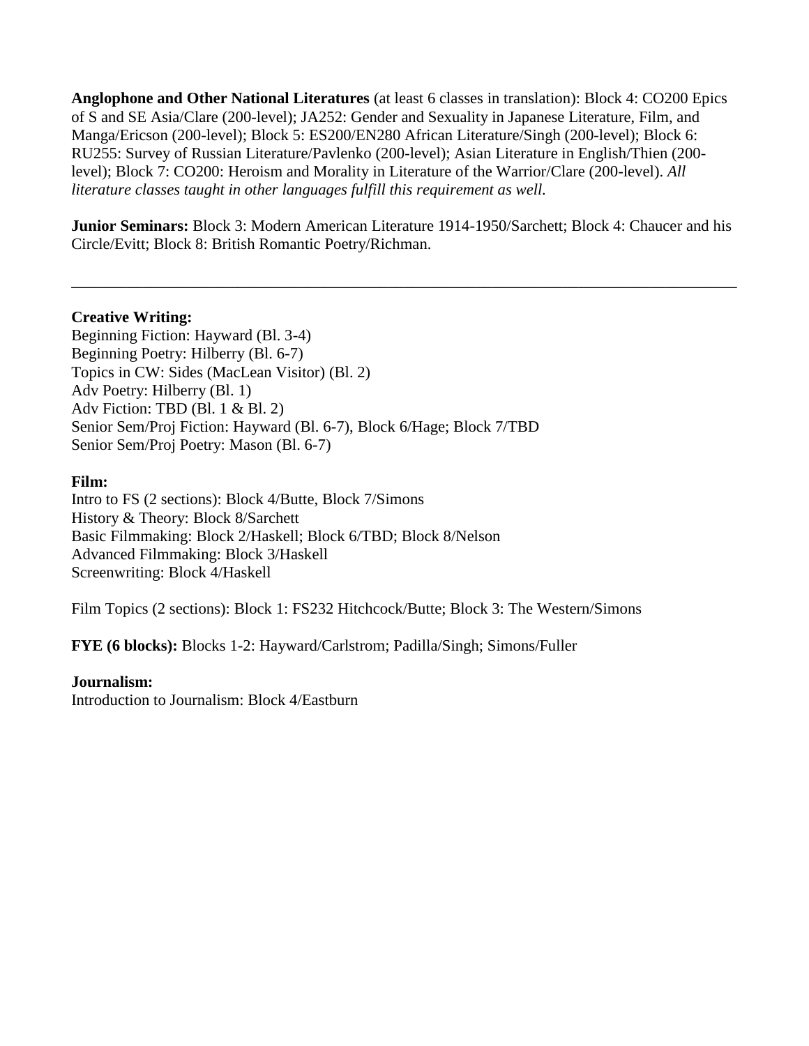**Anglophone and Other National Literatures** (at least 6 classes in translation): Block 4: CO200 Epics of S and SE Asia/Clare (200-level); JA252: Gender and Sexuality in Japanese Literature, Film, and Manga/Ericson (200-level); Block 5: ES200/EN280 African Literature/Singh (200-level); Block 6: RU255: Survey of Russian Literature/Pavlenko (200-level); Asian Literature in English/Thien (200-level); Block 7: CO200: Heroism and Morality in Literature of the Warrior/Clare (200-level). *All literature classes taught in other languages fulfill this requirement as well.*

**Junior Seminars:** Block 3: Modern American Literature 1914-1950/Sarchett; Block 4: Chaucer and his Circle/Evitt; Block 8: British Romantic Poetry/Richman.

---

**Creative Writing:**
Beginning Fiction: Hayward (Bl. 3-4)
Beginning Poetry: Hilberry (Bl. 6-7)
Topics in CW: Sides (MacLean Visitor) (Bl. 2)
Adv Poetry: Hilberry (Bl. 1)
Adv Fiction: TBD (Bl. 1 & Bl. 2)
Senior Sem/Proj Fiction: Hayward (Bl. 6-7), Block 6/Hage; Block 7/TBD
Senior Sem/Proj Poetry: Mason (Bl. 6-7)

**Film:**
Intro to FS (2 sections): Block 4/Butte, Block 7/Simons
History & Theory: Block 8/Sarchett
Basic Filmmaking: Block 2/Haskell; Block 6/TBD; Block 8/Nelson
Advanced Filmmaking: Block 3/Haskell
Screenwriting: Block 4/Haskell

Film Topics (2 sections): Block 1: FS232 Hitchcock/Butte; Block 3: The Western/Simons

**FYE (6 blocks):** Blocks 1-2: Hayward/Carlstrom; Padilla/Singh; Simons/Fuller

**Journalism:**
Introduction to Journalism: Block 4/Eastburn